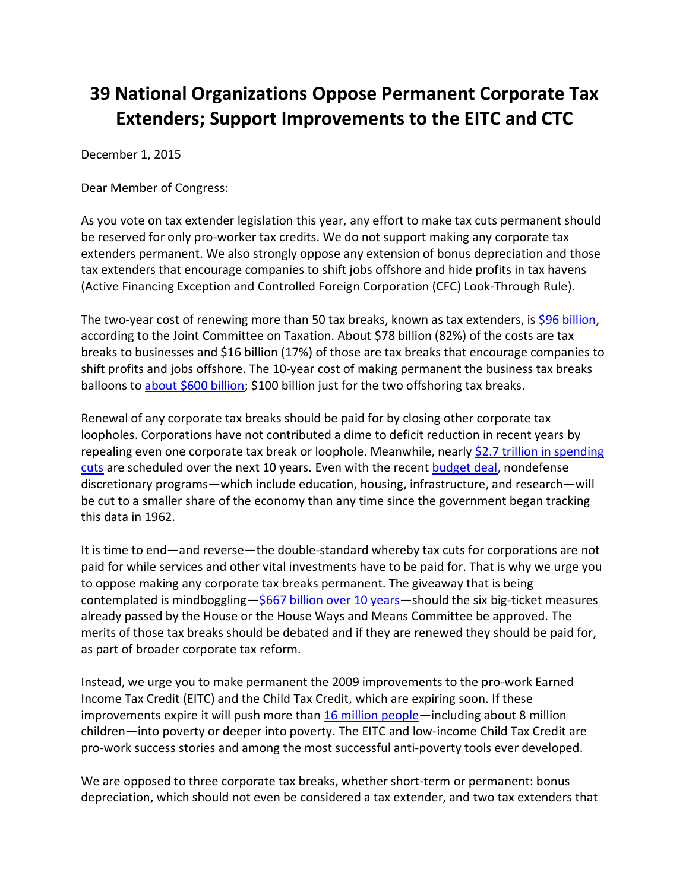# 39 National Organizations Oppose Permanent Corporate Tax Extenders; Support Improvements to the EITC and CTC

December 1, 2015

Dear Member of Congress:

As you vote on tax extender legislation this year, any effort to make tax cuts permanent should be reserved for only pro-worker tax credits. We do not support making any corporate tax extenders permanent. We also strongly oppose any extension of bonus depreciation and those tax extenders that encourage companies to shift jobs offshore and hide profits in tax havens (Active Financing Exception and Controlled Foreign Corporation (CFC) Look-Through Rule).

The two-year cost of renewing more than 50 tax breaks, known as tax extenders, is [$96 billion](), according to the Joint Committee on Taxation. About $78 billion (82%) of the costs are tax breaks to businesses and $16 billion (17%) of those are tax breaks that encourage companies to shift profits and jobs offshore. The 10-year cost of making permanent the business tax breaks balloons to [about $600 billion](); $100 billion just for the two offshoring tax breaks.

Renewal of any corporate tax breaks should be paid for by closing other corporate tax loopholes. Corporations have not contributed a dime to deficit reduction in recent years by repealing even one corporate tax break or loophole. Meanwhile, nearly [$2.7 trillion in spending cuts]() are scheduled over the next 10 years. Even with the recent [budget deal](), nondefense discretionary programs—which include education, housing, infrastructure, and research—will be cut to a smaller share of the economy than any time since the government began tracking this data in 1962.

It is time to end—and reverse—the double-standard whereby tax cuts for corporations are not paid for while services and other vital investments have to be paid for. That is why we urge you to oppose making any corporate tax breaks permanent. The giveaway that is being contemplated is mindboggling—[$667 billion over 10 years]()—should the six big-ticket measures already passed by the House or the House Ways and Means Committee be approved. The merits of those tax breaks should be debated and if they are renewed they should be paid for, as part of broader corporate tax reform.

Instead, we urge you to make permanent the 2009 improvements to the pro-work Earned Income Tax Credit (EITC) and the Child Tax Credit, which are expiring soon. If these improvements expire it will push more than [16 million people]()—including about 8 million children—into poverty or deeper into poverty. The EITC and low-income Child Tax Credit are pro-work success stories and among the most successful anti-poverty tools ever developed.

We are opposed to three corporate tax breaks, whether short-term or permanent: bonus depreciation, which should not even be considered a tax extender, and two tax extenders that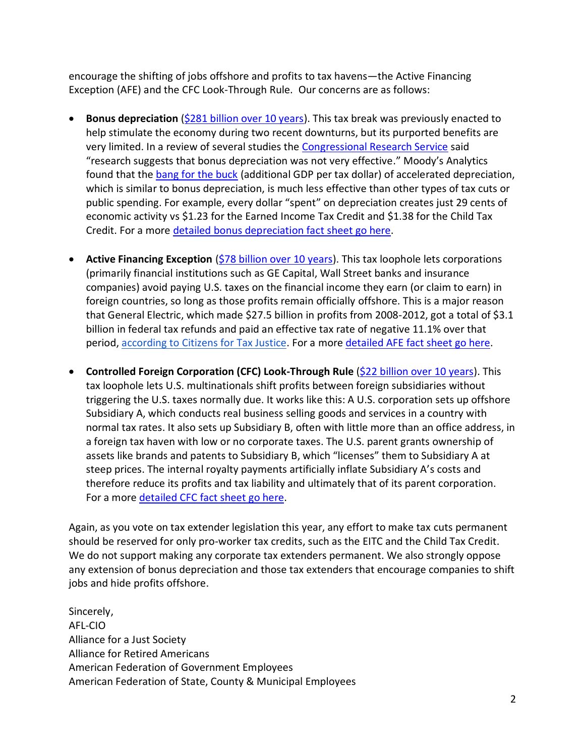encourage the shifting of jobs offshore and profits to tax havens—the Active Financing Exception (AFE) and the CFC Look-Through Rule. Our concerns are as follows:

- **Bonus depreciation** ($281 billion over 10 years). This tax break was previously enacted to help stimulate the economy during two recent downturns, but its purported benefits are very limited. In a review of several studies the Congressional Research Service said "research suggests that bonus depreciation was not very effective." Moody's Analytics found that the bang for the buck (additional GDP per tax dollar) of accelerated depreciation, which is similar to bonus depreciation, is much less effective than other types of tax cuts or public spending. For example, every dollar "spent" on depreciation creates just 29 cents of economic activity vs $1.23 for the Earned Income Tax Credit and $1.38 for the Child Tax Credit. For a more detailed bonus depreciation fact sheet go here.

- **Active Financing Exception** ($78 billion over 10 years). This tax loophole lets corporations (primarily financial institutions such as GE Capital, Wall Street banks and insurance companies) avoid paying U.S. taxes on the financial income they earn (or claim to earn) in foreign countries, so long as those profits remain officially offshore. This is a major reason that General Electric, which made $27.5 billion in profits from 2008-2012, got a total of $3.1 billion in federal tax refunds and paid an effective tax rate of negative 11.1% over that period, according to Citizens for Tax Justice. For a more detailed AFE fact sheet go here.

- **Controlled Foreign Corporation (CFC) Look-Through Rule** ($22 billion over 10 years). This tax loophole lets U.S. multinationals shift profits between foreign subsidiaries without triggering the U.S. taxes normally due. It works like this: A U.S. corporation sets up offshore Subsidiary A, which conducts real business selling goods and services in a country with normal tax rates. It also sets up Subsidiary B, often with little more than an office address, in a foreign tax haven with low or no corporate taxes. The U.S. parent grants ownership of assets like brands and patents to Subsidiary B, which "licenses" them to Subsidiary A at steep prices. The internal royalty payments artificially inflate Subsidiary A's costs and therefore reduce its profits and tax liability and ultimately that of its parent corporation. For a more detailed CFC fact sheet go here.

Again, as you vote on tax extender legislation this year, any effort to make tax cuts permanent should be reserved for only pro-worker tax credits, such as the EITC and the Child Tax Credit. We do not support making any corporate tax extenders permanent. We also strongly oppose any extension of bonus depreciation and those tax extenders that encourage companies to shift jobs and hide profits offshore.

Sincerely,
AFL-CIO
Alliance for a Just Society
Alliance for Retired Americans
American Federation of Government Employees
American Federation of State, County & Municipal Employees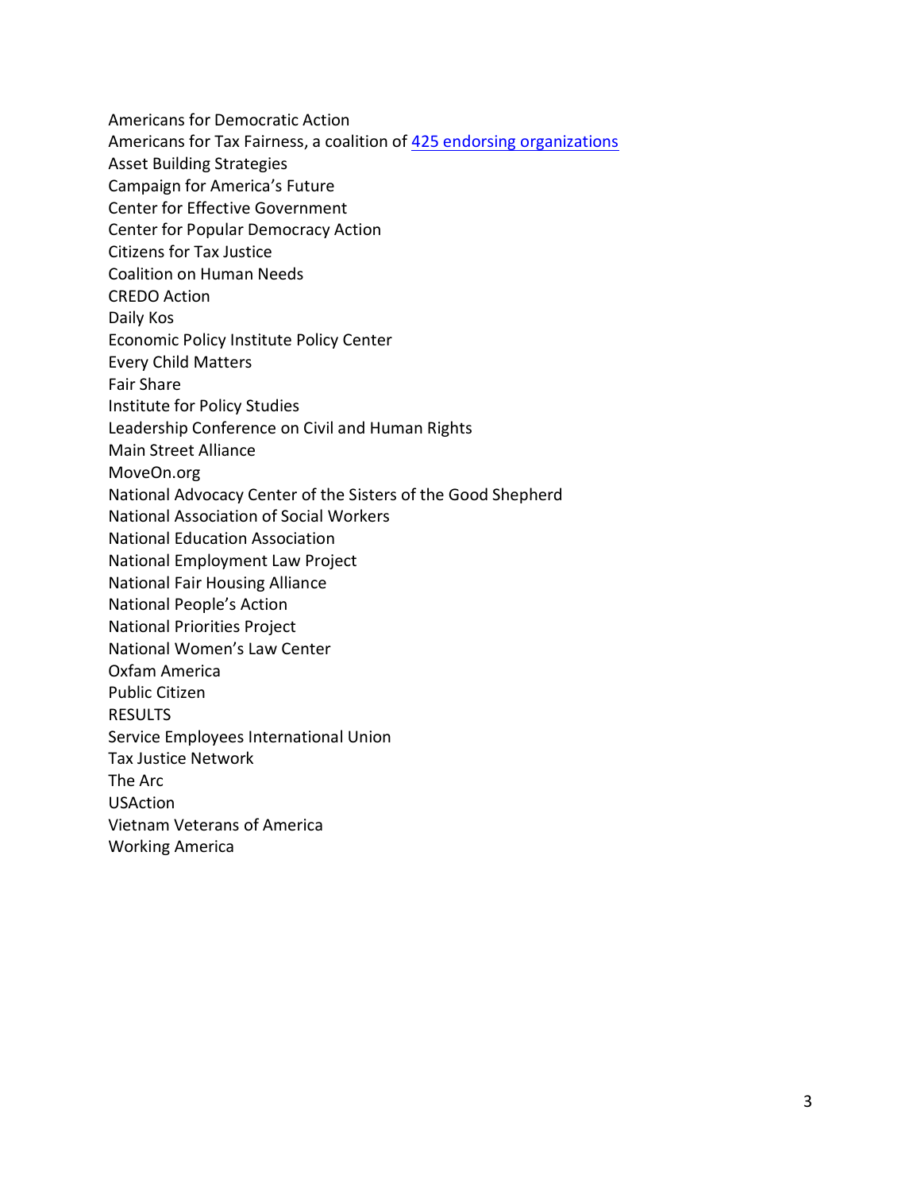Americans for Democratic Action
Americans for Tax Fairness, a coalition of [425 endorsing organizations]
Asset Building Strategies
Campaign for America's Future
Center for Effective Government
Center for Popular Democracy Action
Citizens for Tax Justice
Coalition on Human Needs
CREDO Action
Daily Kos
Economic Policy Institute Policy Center
Every Child Matters
Fair Share
Institute for Policy Studies
Leadership Conference on Civil and Human Rights
Main Street Alliance
MoveOn.org
National Advocacy Center of the Sisters of the Good Shepherd
National Association of Social Workers
National Education Association
National Employment Law Project
National Fair Housing Alliance
National People's Action
National Priorities Project
National Women's Law Center
Oxfam America
Public Citizen
RESULTS
Service Employees International Union
Tax Justice Network
The Arc
USAction
Vietnam Veterans of America
Working America